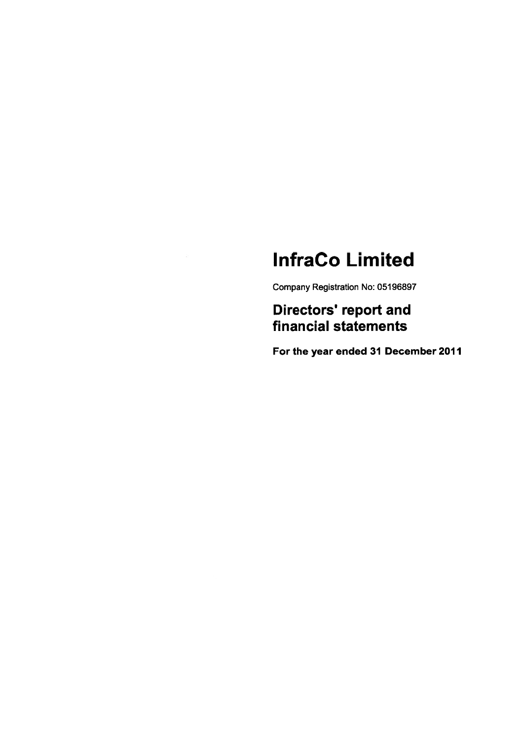# InfraCo Limited

Company Registration No: 05196897

## Directors' report and financial statements

**For the year ended 31 December 2011**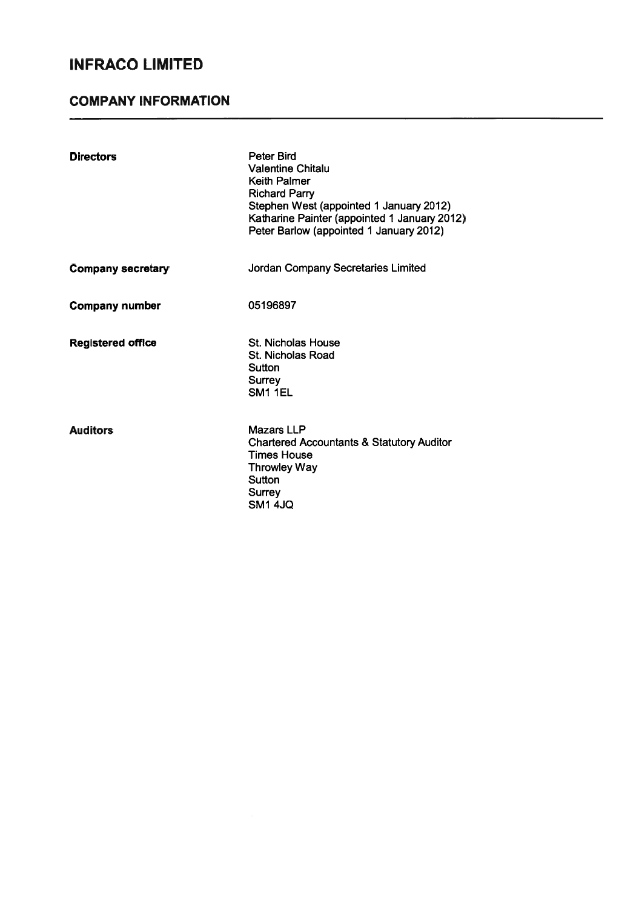# INFRACO LIMITED

## COMPANY INFORMATION

| | |
|---|---|
| **Directors** | Peter Bird<br>Valentine Chitalu<br>Keith Palmer<br>Richard Parry<br>Stephen West (appointed 1 January 2012)<br>Katharine Painter (appointed 1 January 2012)<br>Peter Barlow (appointed 1 January 2012) |
| **Company secretary** | Jordan Company Secretaries Limited |
| **Company number** | 05196897 |
| **Registered office** | St. Nicholas House<br>St. Nicholas Road<br>Sutton<br>Surrey<br>SM1 1EL |
| **Auditors** | Mazars LLP<br>Chartered Accountants & Statutory Auditor<br>Times House<br>Throwley Way<br>Sutton<br>Surrey<br>SM1 4JQ |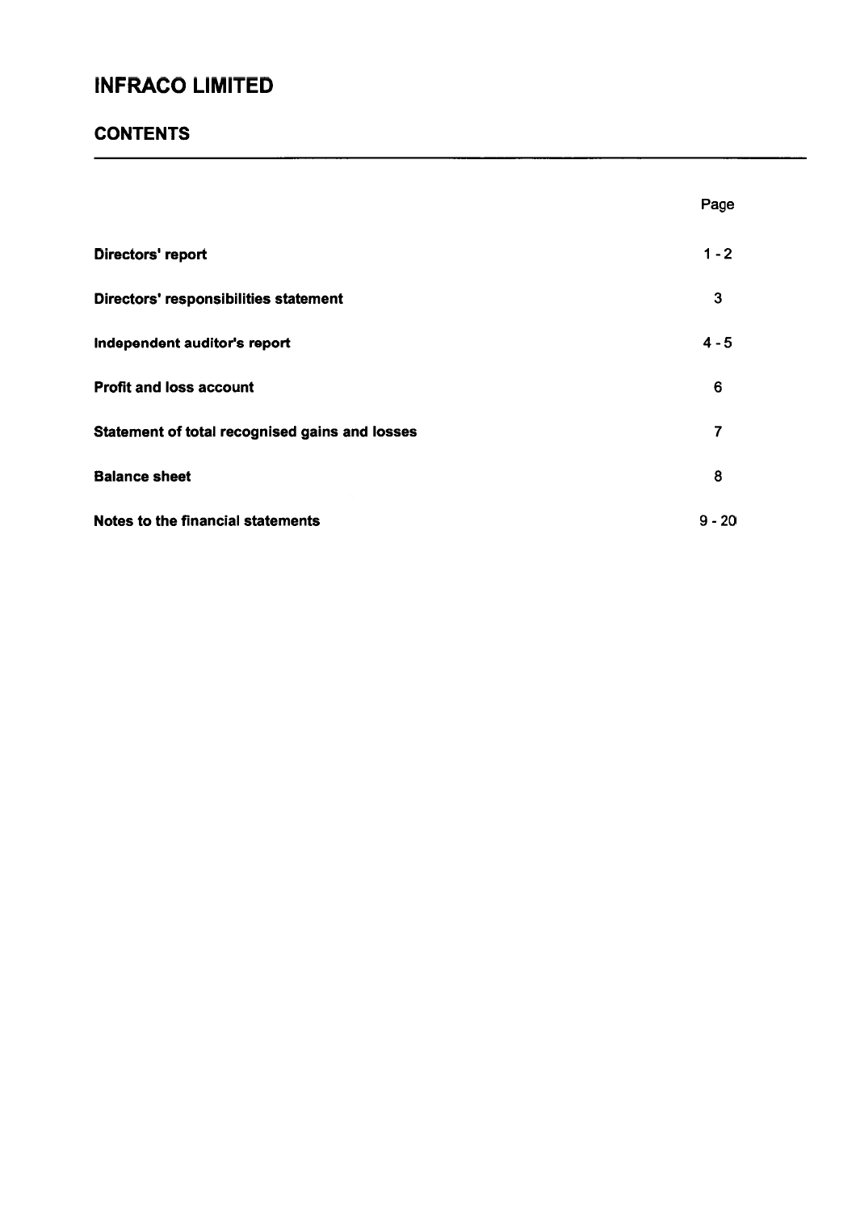# INFRACO LIMITED

## CONTENTS

| | Page |
|---|---|
| **Directors' report** | 1 - 2 |
| **Directors' responsibilities statement** | 3 |
| **Independent auditor's report** | 4 - 5 |
| **Profit and loss account** | 6 |
| **Statement of total recognised gains and losses** | 7 |
| **Balance sheet** | 8 |
| **Notes to the financial statements** | 9 - 20 |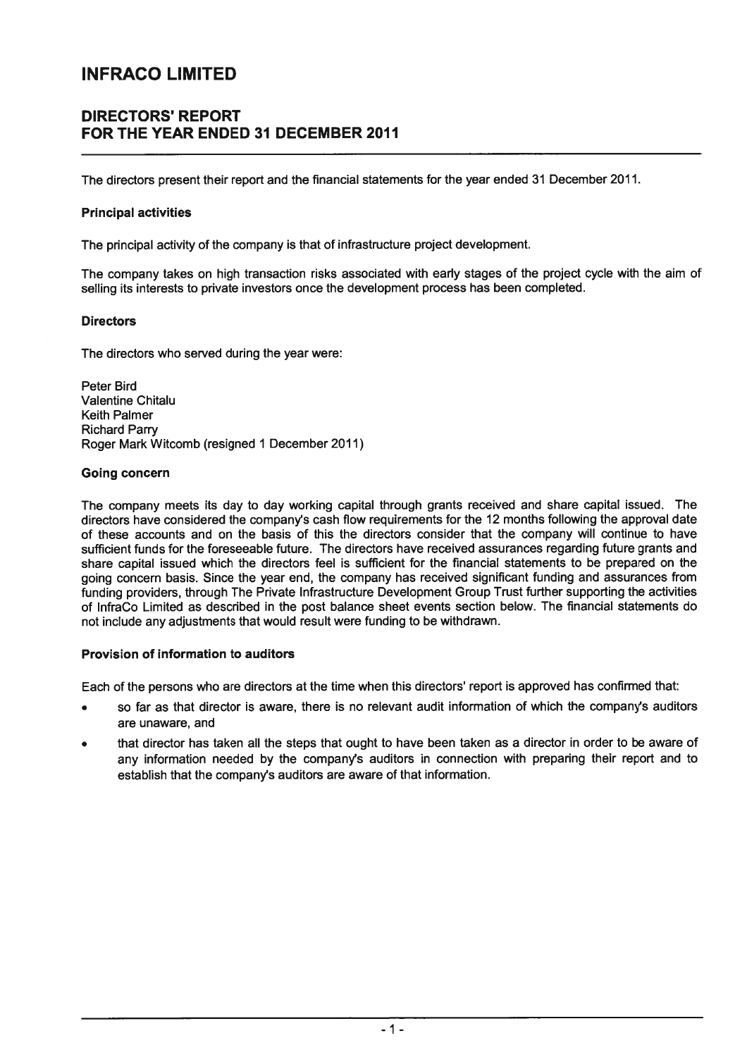# INFRACO LIMITED

## DIRECTORS' REPORT
## FOR THE YEAR ENDED 31 DECEMBER 2011

The directors present their report and the financial statements for the year ended 31 December 2011.

### Principal activities

The principal activity of the company is that of infrastructure project development.

The company takes on high transaction risks associated with early stages of the project cycle with the aim of selling its interests to private investors once the development process has been completed.

### Directors

The directors who served during the year were:

Peter Bird
Valentine Chitalu
Keith Palmer
Richard Parry
Roger Mark Witcomb (resigned 1 December 2011)

### Going concern

The company meets its day to day working capital through grants received and share capital issued. The directors have considered the company's cash flow requirements for the 12 months following the approval date of these accounts and on the basis of this the directors consider that the company will continue to have sufficient funds for the foreseeable future. The directors have received assurances regarding future grants and share capital issued which the directors feel is sufficient for the financial statements to be prepared on the going concern basis. Since the year end, the company has received significant funding and assurances from funding providers, through The Private Infrastructure Development Group Trust further supporting the activities of InfraCo Limited as described in the post balance sheet events section below. The financial statements do not include any adjustments that would result were funding to be withdrawn.

### Provision of information to auditors

Each of the persons who are directors at the time when this directors' report is approved has confirmed that:

- so far as that director is aware, there is no relevant audit information of which the company's auditors are unaware, and
- that director has taken all the steps that ought to have been taken as a director in order to be aware of any information needed by the company's auditors in connection with preparing their report and to establish that the company's auditors are aware of that information.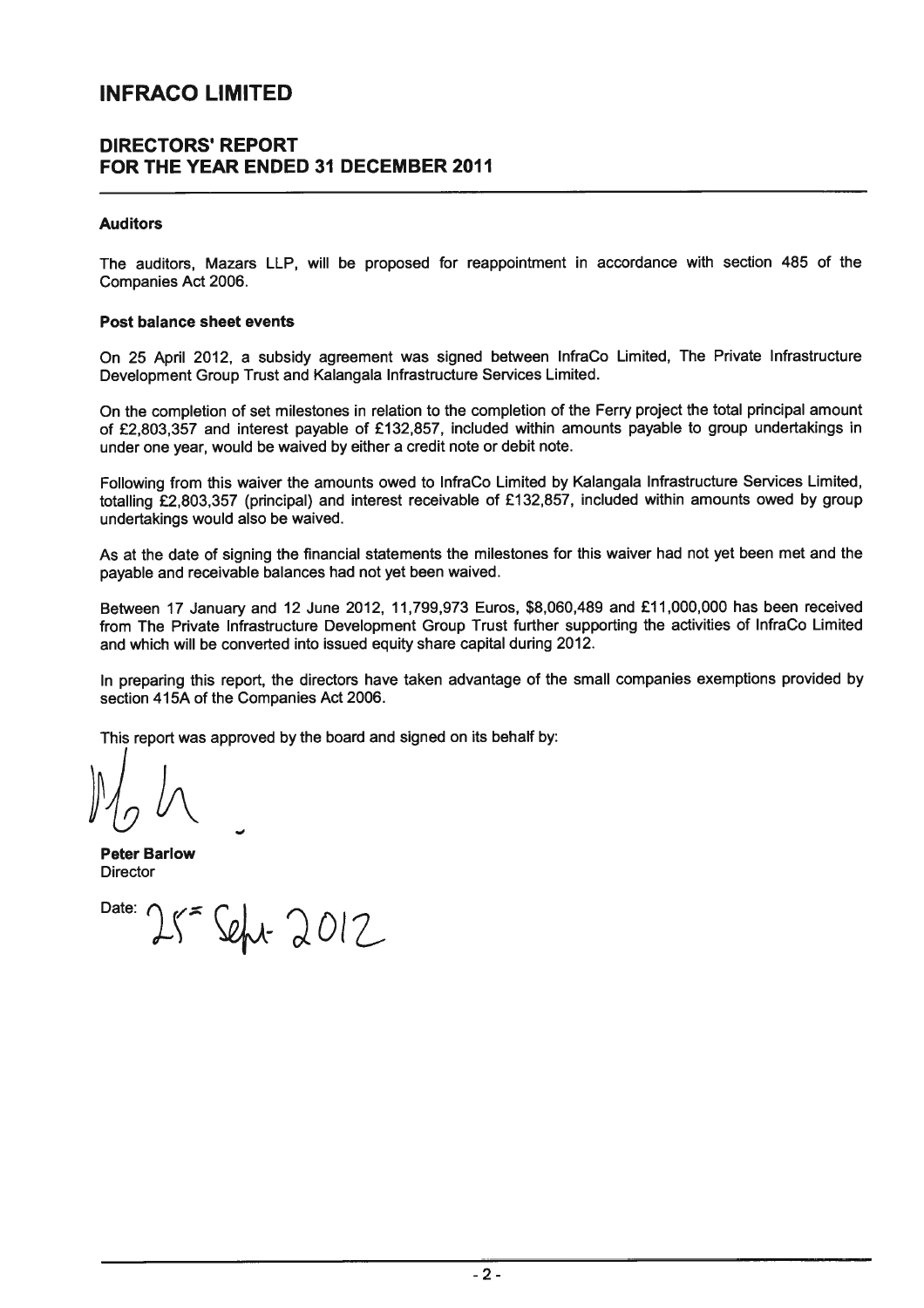# INFRACO LIMITED

## DIRECTORS' REPORT
## FOR THE YEAR ENDED 31 DECEMBER 2011

### Auditors

The auditors, Mazars LLP, will be proposed for reappointment in accordance with section 485 of the Companies Act 2006.

### Post balance sheet events

On 25 April 2012, a subsidy agreement was signed between InfraCo Limited, The Private Infrastructure Development Group Trust and Kalangala Infrastructure Services Limited.

On the completion of set milestones in relation to the completion of the Ferry project the total principal amount of £2,803,357 and interest payable of £132,857, included within amounts payable to group undertakings in under one year, would be waived by either a credit note or debit note.

Following from this waiver the amounts owed to InfraCo Limited by Kalangala Infrastructure Services Limited, totalling £2,803,357 (principal) and interest receivable of £132,857, included within amounts owed by group undertakings would also be waived.

As at the date of signing the financial statements the milestones for this waiver had not yet been met and the payable and receivable balances had not yet been waived.

Between 17 January and 12 June 2012, 11,799,973 Euros, $8,060,489 and £11,000,000 has been received from The Private Infrastructure Development Group Trust further supporting the activities of InfraCo Limited and which will be converted into issued equity share capital during 2012.

In preparing this report, the directors have taken advantage of the small companies exemptions provided by section 415A of the Companies Act 2006.

This report was approved by the board and signed on its behalf by:

**Peter Barlow**
Director

Date: 25 Sept 2012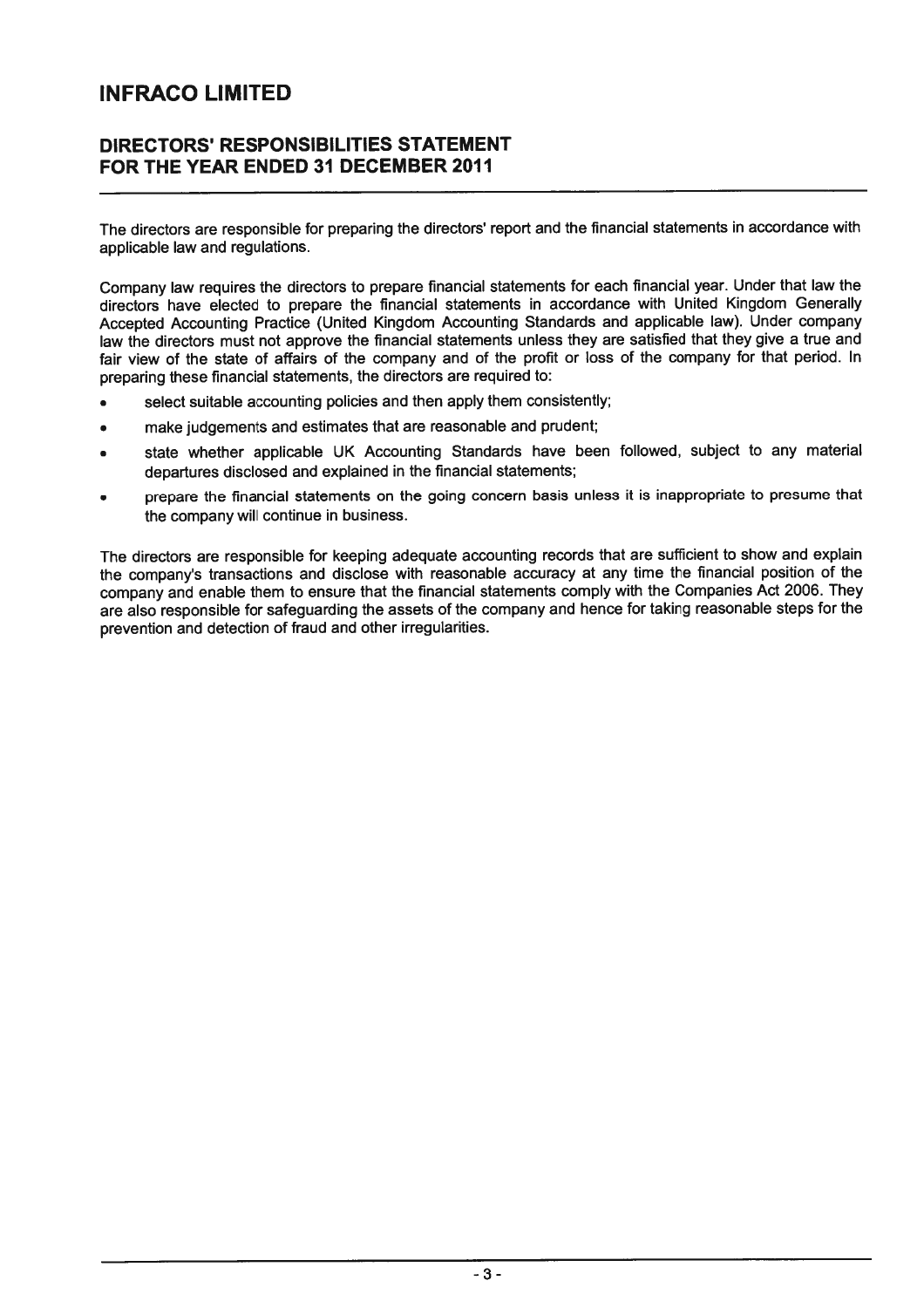# INFRACO LIMITED

## DIRECTORS' RESPONSIBILITIES STATEMENT FOR THE YEAR ENDED 31 DECEMBER 2011

The directors are responsible for preparing the directors' report and the financial statements in accordance with applicable law and regulations.

Company law requires the directors to prepare financial statements for each financial year. Under that law the directors have elected to prepare the financial statements in accordance with United Kingdom Generally Accepted Accounting Practice (United Kingdom Accounting Standards and applicable law). Under company law the directors must not approve the financial statements unless they are satisfied that they give a true and fair view of the state of affairs of the company and of the profit or loss of the company for that period. In preparing these financial statements, the directors are required to:

- select suitable accounting policies and then apply them consistently;
- make judgements and estimates that are reasonable and prudent;
- state whether applicable UK Accounting Standards have been followed, subject to any material departures disclosed and explained in the financial statements;
- prepare the financial statements on the going concern basis unless it is inappropriate to presume that the company will continue in business.

The directors are responsible for keeping adequate accounting records that are sufficient to show and explain the company's transactions and disclose with reasonable accuracy at any time the financial position of the company and enable them to ensure that the financial statements comply with the Companies Act 2006. They are also responsible for safeguarding the assets of the company and hence for taking reasonable steps for the prevention and detection of fraud and other irregularities.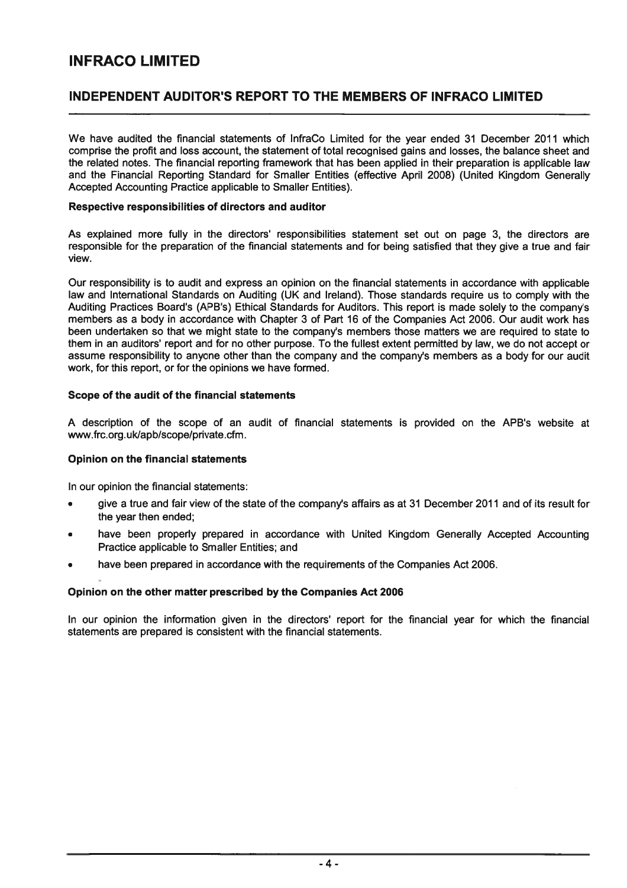# INFRACO LIMITED

## INDEPENDENT AUDITOR'S REPORT TO THE MEMBERS OF INFRACO LIMITED

We have audited the financial statements of InfraCo Limited for the year ended 31 December 2011 which comprise the profit and loss account, the statement of total recognised gains and losses, the balance sheet and the related notes. The financial reporting framework that has been applied in their preparation is applicable law and the Financial Reporting Standard for Smaller Entities (effective April 2008) (United Kingdom Generally Accepted Accounting Practice applicable to Smaller Entities).

**Respective responsibilities of directors and auditor**

As explained more fully in the directors' responsibilities statement set out on page 3, the directors are responsible for the preparation of the financial statements and for being satisfied that they give a true and fair view.

Our responsibility is to audit and express an opinion on the financial statements in accordance with applicable law and International Standards on Auditing (UK and Ireland). Those standards require us to comply with the Auditing Practices Board's (APB's) Ethical Standards for Auditors. This report is made solely to the company's members as a body in accordance with Chapter 3 of Part 16 of the Companies Act 2006. Our audit work has been undertaken so that we might state to the company's members those matters we are required to state to them in an auditors' report and for no other purpose. To the fullest extent permitted by law, we do not accept or assume responsibility to anyone other than the company and the company's members as a body for our audit work, for this report, or for the opinions we have formed.

**Scope of the audit of the financial statements**

A description of the scope of an audit of financial statements is provided on the APB's website at www.frc.org.uk/apb/scope/private.cfm.

**Opinion on the financial statements**

In our opinion the financial statements:

- give a true and fair view of the state of the company's affairs as at 31 December 2011 and of its result for the year then ended;
- have been properly prepared in accordance with United Kingdom Generally Accepted Accounting Practice applicable to Smaller Entities; and
- have been prepared in accordance with the requirements of the Companies Act 2006.

**Opinion on the other matter prescribed by the Companies Act 2006**

In our opinion the information given in the directors' report for the financial year for which the financial statements are prepared is consistent with the financial statements.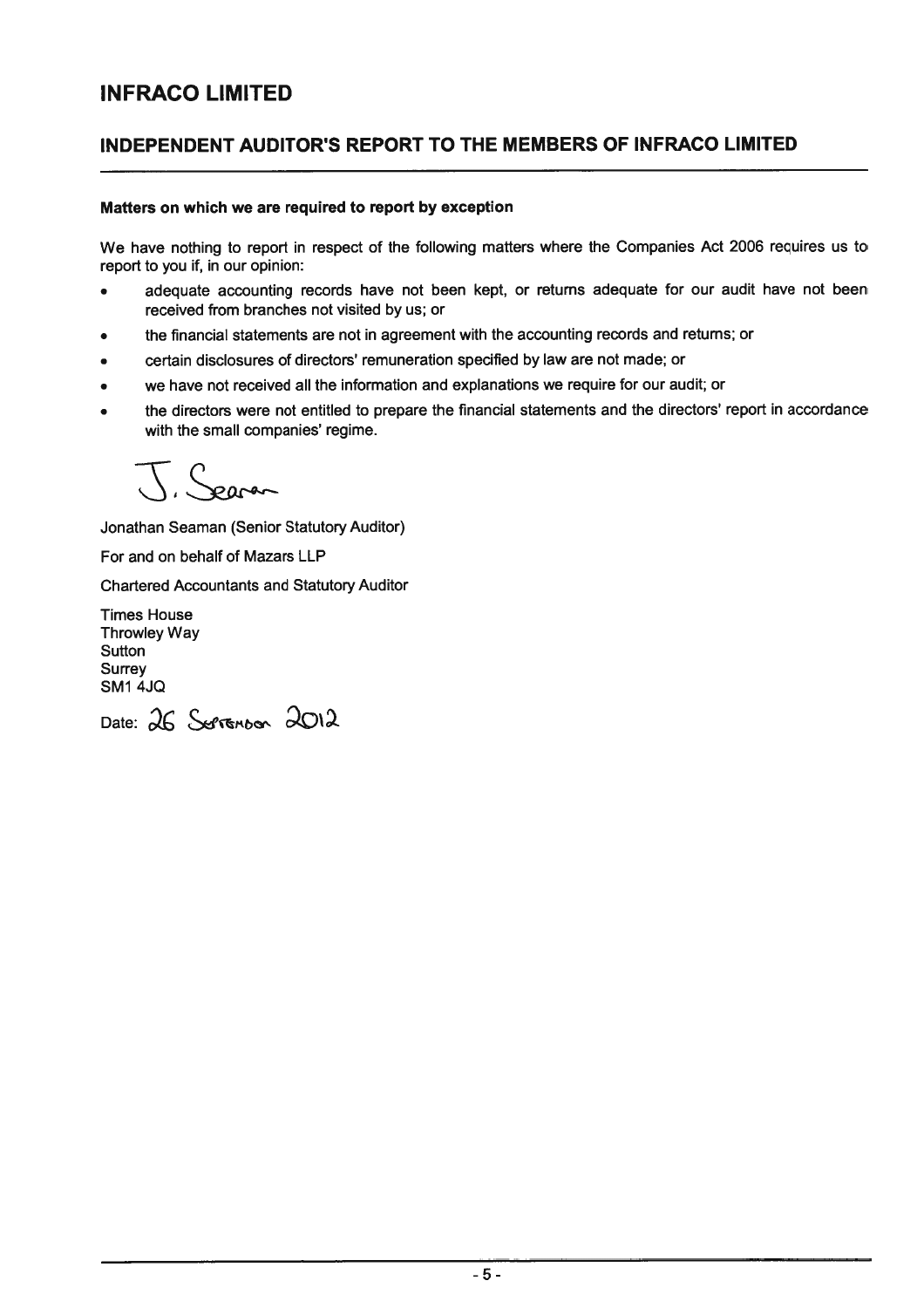# INFRACO LIMITED

## INDEPENDENT AUDITOR'S REPORT TO THE MEMBERS OF INFRACO LIMITED

**Matters on which we are required to report by exception**

We have nothing to report in respect of the following matters where the Companies Act 2006 requires us to report to you if, in our opinion:

- adequate accounting records have not been kept, or returns adequate for our audit have not been received from branches not visited by us; or
- the financial statements are not in agreement with the accounting records and returns; or
- certain disclosures of directors' remuneration specified by law are not made; or
- we have not received all the information and explanations we require for our audit; or
- the directors were not entitled to prepare the financial statements and the directors' report in accordance with the small companies' regime.

J. Seaman

Jonathan Seaman (Senior Statutory Auditor)

For and on behalf of Mazars LLP

Chartered Accountants and Statutory Auditor

Times House
Throwley Way
Sutton
Surrey
SM1 4JQ

Date: 26 September 2012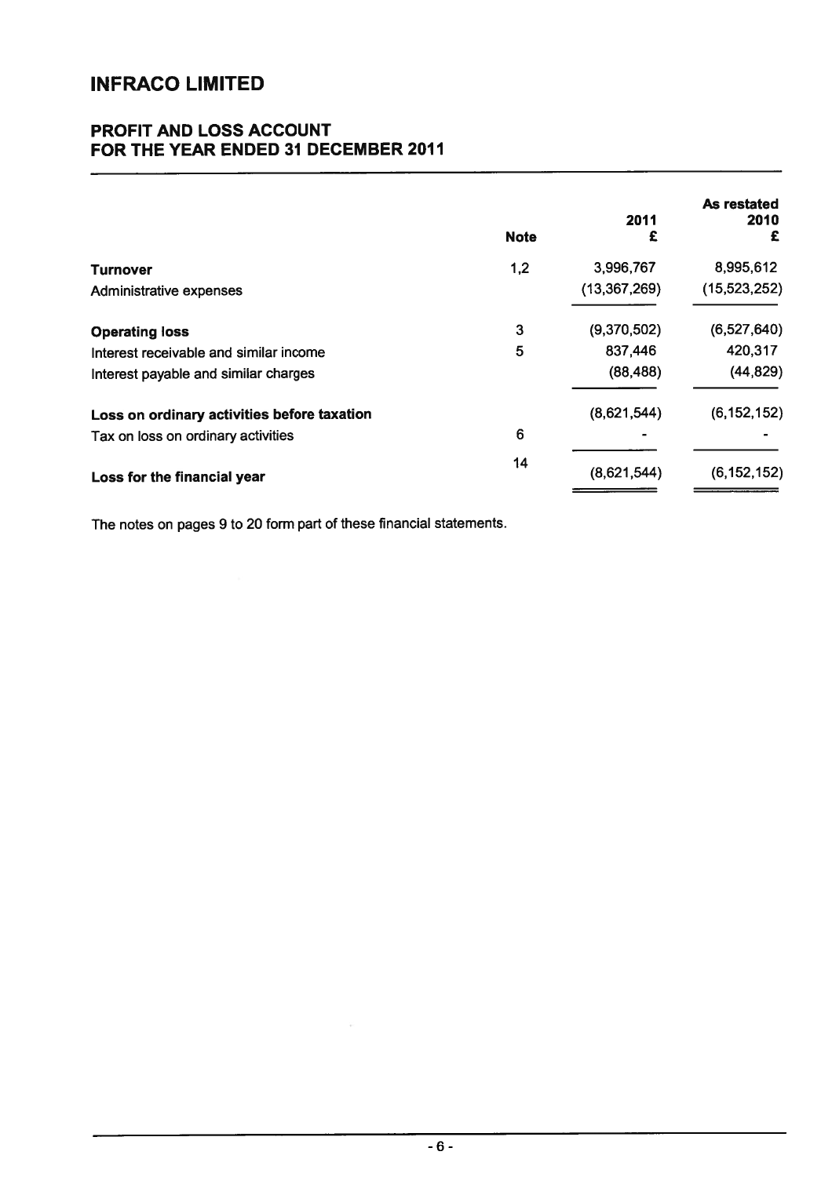# INFRACO LIMITED

## PROFIT AND LOSS ACCOUNT
## FOR THE YEAR ENDED 31 DECEMBER 2011

| | Note | 2011 £ | As restated 2010 £ |
|---|---|---|---|
| **Turnover** | 1,2 | 3,996,767 | 8,995,612 |
| Administrative expenses | | (13,367,269) | (15,523,252) |
| **Operating loss** | 3 | (9,370,502) | (6,527,640) |
| Interest receivable and similar income | 5 | 837,446 | 420,317 |
| Interest payable and similar charges | | (88,488) | (44,829) |
| **Loss on ordinary activities before taxation** | | (8,621,544) | (6,152,152) |
| Tax on loss on ordinary activities | 6 | - | - |
| **Loss for the financial year** | 14 | (8,621,544) | (6,152,152) |

The notes on pages 9 to 20 form part of these financial statements.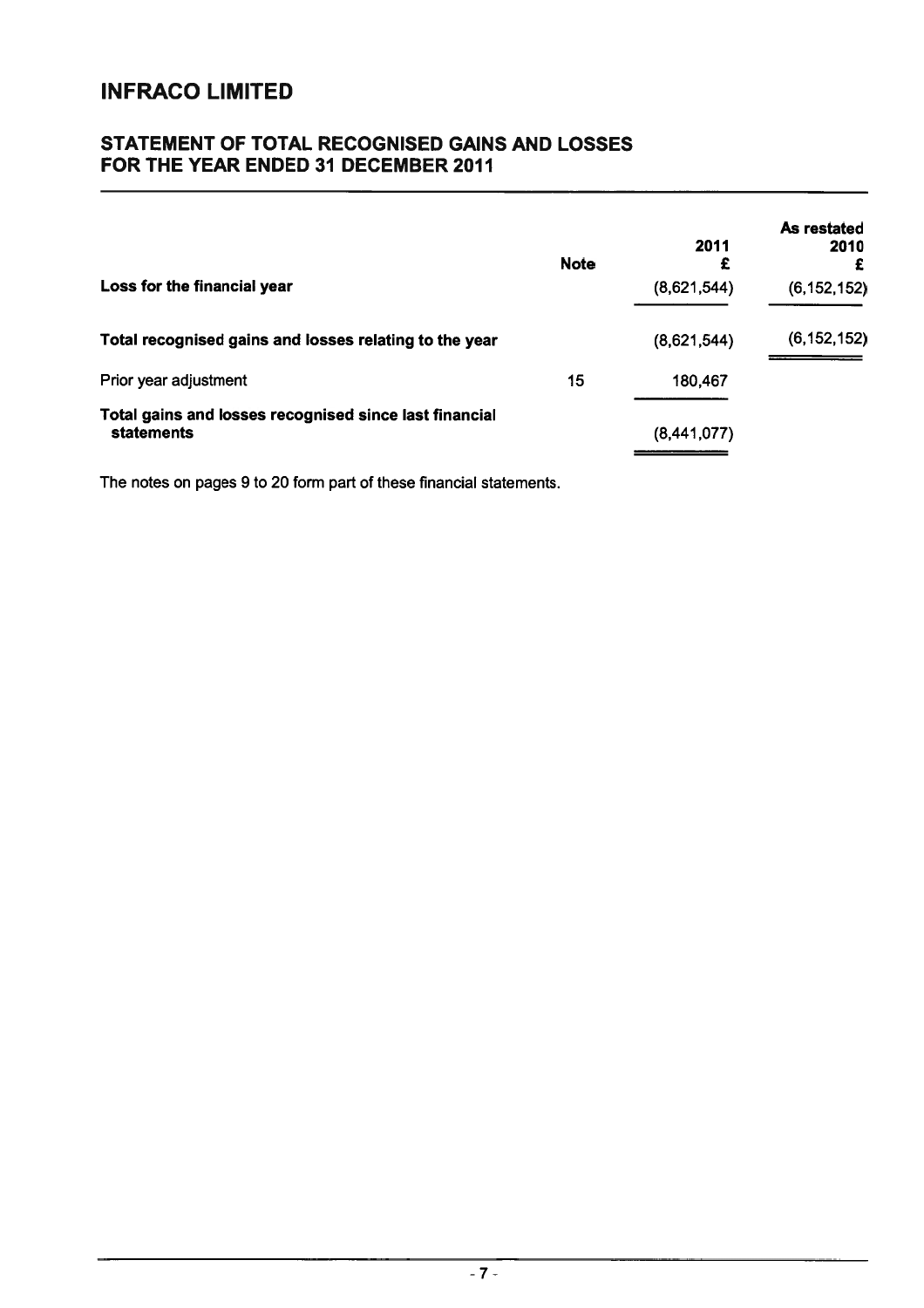# INFRACO LIMITED

## STATEMENT OF TOTAL RECOGNISED GAINS AND LOSSES FOR THE YEAR ENDED 31 DECEMBER 2011

| | Note | 2011<br>£ | As restated<br>2010<br>£ |
|---|---|---|---|
| **Loss for the financial year** | | (8,621,544) | (6,152,152) |
| **Total recognised gains and losses relating to the year** | | (8,621,544) | (6,152,152) |
| Prior year adjustment | 15 | 180,467 | |
| **Total gains and losses recognised since last financial statements** | | (8,441,077) | |

The notes on pages 9 to 20 form part of these financial statements.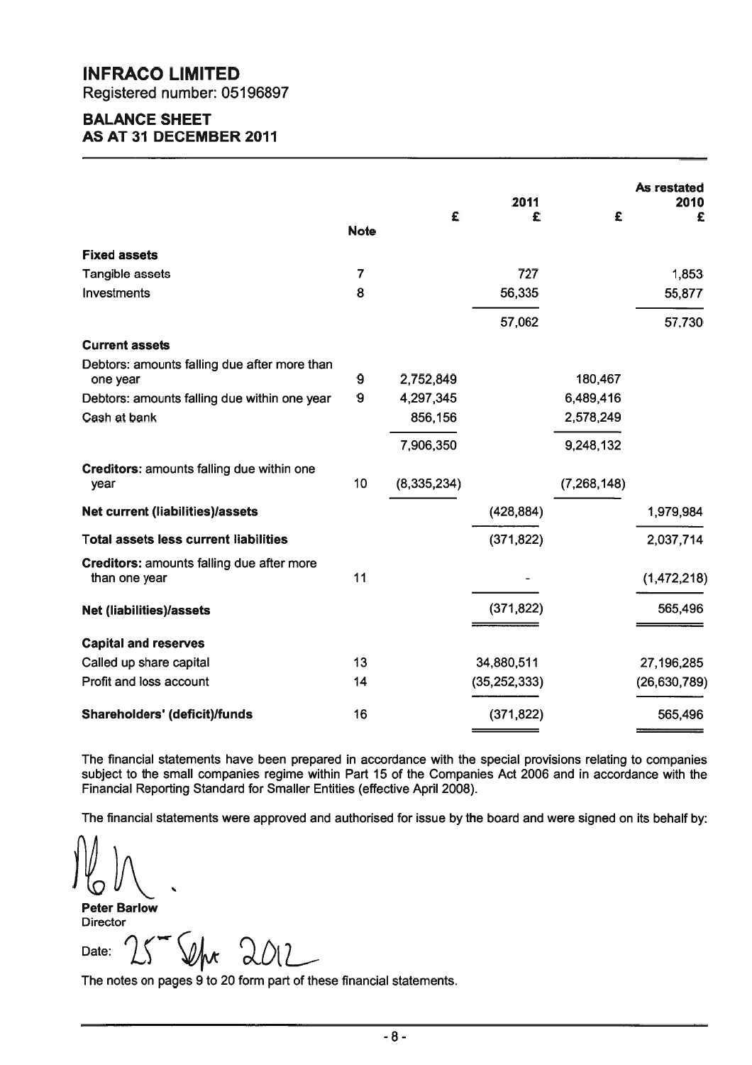# INFRACO LIMITED

Registered number: 05196897

## BALANCE SHEET
## AS AT 31 DECEMBER 2011

| | Note | £ | 2011 £ | £ | As restated 2010 £ |
|---|---|---|---|---|---|
| **Fixed assets** | | | | | |
| Tangible assets | 7 | | 727 | | 1,853 |
| Investments | 8 | | 56,335 | | 55,877 |
| | | | 57,062 | | 57,730 |
| **Current assets** | | | | | |
| Debtors: amounts falling due after more than one year | 9 | 2,752,849 | | 180,467 | |
| Debtors: amounts falling due within one year | 9 | 4,297,345 | | 6,489,416 | |
| Cash at bank | | 856,156 | | 2,578,249 | |
| | | 7,906,350 | | 9,248,132 | |
| **Creditors:** amounts falling due within one year | 10 | (8,335,234) | | (7,268,148) | |
| **Net current (liabilities)/assets** | | | (428,884) | | 1,979,984 |
| **Total assets less current liabilities** | | | (371,822) | | 2,037,714 |
| **Creditors:** amounts falling due after more than one year | 11 | | - | | (1,472,218) |
| **Net (liabilities)/assets** | | | (371,822) | | 565,496 |
| **Capital and reserves** | | | | | |
| Called up share capital | 13 | | 34,880,511 | | 27,196,285 |
| Profit and loss account | 14 | | (35,252,333) | | (26,630,789) |
| **Shareholders' (deficit)/funds** | 16 | | (371,822) | | 565,496 |

The financial statements have been prepared in accordance with the special provisions relating to companies subject to the small companies regime within Part 15 of the Companies Act 2006 and in accordance with the Financial Reporting Standard for Smaller Entities (effective April 2008).

The financial statements were approved and authorised for issue by the board and were signed on its behalf by:

**Peter Barlow**
Director

Date: 25 Sept 2012

The notes on pages 9 to 20 form part of these financial statements.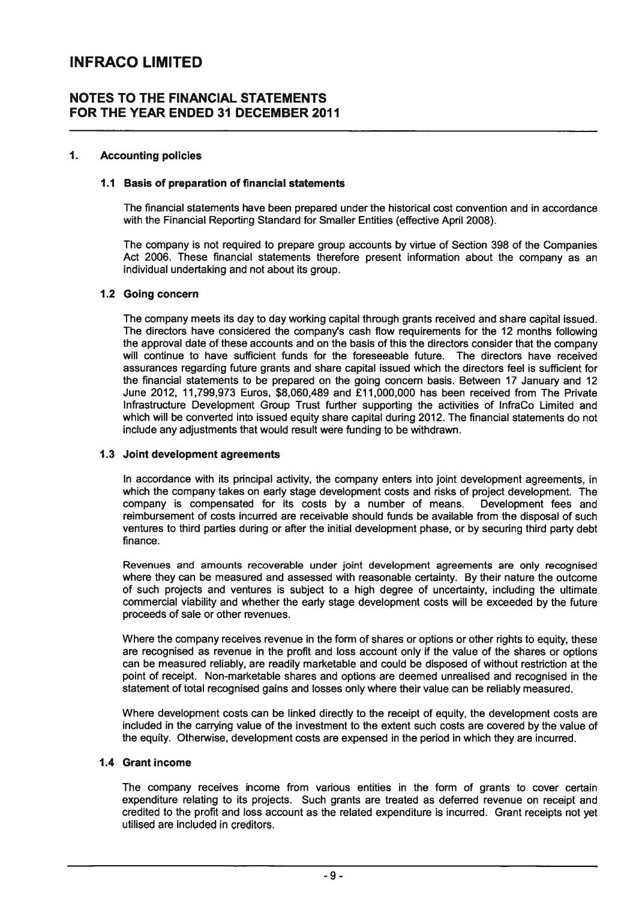# INFRACO LIMITED

## NOTES TO THE FINANCIAL STATEMENTS FOR THE YEAR ENDED 31 DECEMBER 2011

### 1. Accounting policies

#### 1.1 Basis of preparation of financial statements

The financial statements have been prepared under the historical cost convention and in accordance with the Financial Reporting Standard for Smaller Entities (effective April 2008).

The company is not required to prepare group accounts by virtue of Section 398 of the Companies Act 2006. These financial statements therefore present information about the company as an individual undertaking and not about its group.

#### 1.2 Going concern

The company meets its day to day working capital through grants received and share capital issued. The directors have considered the company's cash flow requirements for the 12 months following the approval date of these accounts and on the basis of this the directors consider that the company will continue to have sufficient funds for the foreseeable future. The directors have received assurances regarding future grants and share capital issued which the directors feel is sufficient for the financial statements to be prepared on the going concern basis. Between 17 January and 12 June 2012, 11,799,973 Euros, $8,060,489 and £11,000,000 has been received from The Private Infrastructure Development Group Trust further supporting the activities of InfraCo Limited and which will be converted into issued equity share capital during 2012. The financial statements do not include any adjustments that would result were funding to be withdrawn.

#### 1.3 Joint development agreements

In accordance with its principal activity, the company enters into joint development agreements, in which the company takes on early stage development costs and risks of project development. The company is compensated for its costs by a number of means. Development fees and reimbursement of costs incurred are receivable should funds be available from the disposal of such ventures to third parties during or after the initial development phase, or by securing third party debt finance.

Revenues and amounts recoverable under joint development agreements are only recognised where they can be measured and assessed with reasonable certainty. By their nature the outcome of such projects and ventures is subject to a high degree of uncertainty, including the ultimate commercial viability and whether the early stage development costs will be exceeded by the future proceeds of sale or other revenues.

Where the company receives revenue in the form of shares or options or other rights to equity, these are recognised as revenue in the profit and loss account only if the value of the shares or options can be measured reliably, are readily marketable and could be disposed of without restriction at the point of receipt. Non-marketable shares and options are deemed unrealised and recognised in the statement of total recognised gains and losses only where their value can be reliably measured.

Where development costs can be linked directly to the receipt of equity, the development costs are included in the carrying value of the investment to the extent such costs are covered by the value of the equity. Otherwise, development costs are expensed in the period in which they are incurred.

#### 1.4 Grant income

The company receives income from various entities in the form of grants to cover certain expenditure relating to its projects. Such grants are treated as deferred revenue on receipt and credited to the profit and loss account as the related expenditure is incurred. Grant receipts not yet utilised are included in creditors.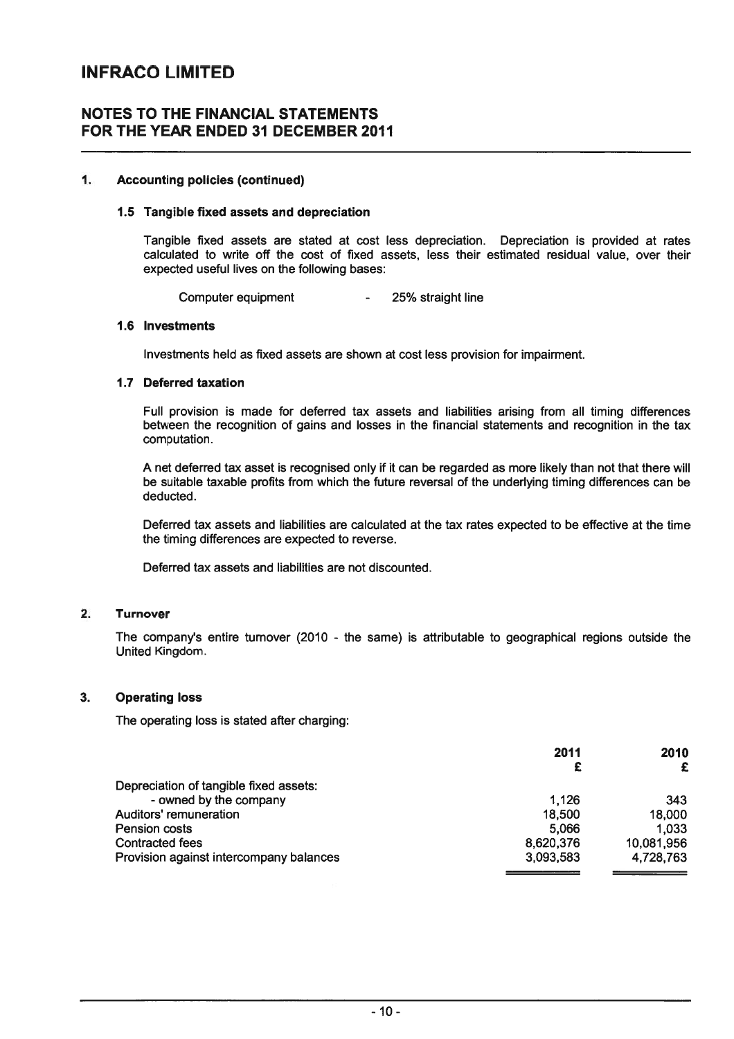# INFRACO LIMITED

## NOTES TO THE FINANCIAL STATEMENTS FOR THE YEAR ENDED 31 DECEMBER 2011

### 1. Accounting policies (continued)

#### 1.5 Tangible fixed assets and depreciation

Tangible fixed assets are stated at cost less depreciation. Depreciation is provided at rates calculated to write off the cost of fixed assets, less their estimated residual value, over their expected useful lives on the following bases:

Computer equipment - 25% straight line

#### 1.6 Investments

Investments held as fixed assets are shown at cost less provision for impairment.

#### 1.7 Deferred taxation

Full provision is made for deferred tax assets and liabilities arising from all timing differences between the recognition of gains and losses in the financial statements and recognition in the tax computation.

A net deferred tax asset is recognised only if it can be regarded as more likely than not that there will be suitable taxable profits from which the future reversal of the underlying timing differences can be deducted.

Deferred tax assets and liabilities are calculated at the tax rates expected to be effective at the time the timing differences are expected to reverse.

Deferred tax assets and liabilities are not discounted.

### 2. Turnover

The company's entire turnover (2010 - the same) is attributable to geographical regions outside the United Kingdom.

### 3. Operating loss

The operating loss is stated after charging:

| | 2011<br>£ | 2010<br>£ |
|---|---|---|
| Depreciation of tangible fixed assets: | | |
| - owned by the company | 1,126 | 343 |
| Auditors' remuneration | 18,500 | 18,000 |
| Pension costs | 5,066 | 1,033 |
| Contracted fees | 8,620,376 | 10,081,956 |
| Provision against intercompany balances | 3,093,583 | 4,728,763 |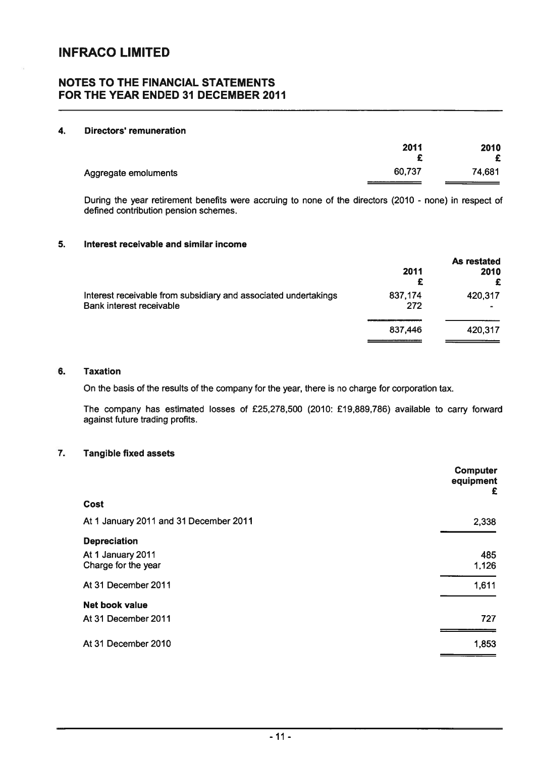# INFRACO LIMITED

## NOTES TO THE FINANCIAL STATEMENTS FOR THE YEAR ENDED 31 DECEMBER 2011

### 4. Directors' remuneration

| | 2011 £ | 2010 £ |
|---|---|---|
| Aggregate emoluments | 60,737 | 74,681 |

During the year retirement benefits were accruing to none of the directors (2010 - none) in respect of defined contribution pension schemes.

### 5. Interest receivable and similar income

| | 2011 £ | As restated 2010 £ |
|---|---|---|
| Interest receivable from subsidiary and associated undertakings | 837,174 | 420,317 |
| Bank interest receivable | 272 | - |
| | 837,446 | 420,317 |

### 6. Taxation

On the basis of the results of the company for the year, there is no charge for corporation tax.

The company has estimated losses of £25,278,500 (2010: £19,889,786) available to carry forward against future trading profits.

### 7. Tangible fixed assets

| | Computer equipment £ |
|---|---|
| **Cost** | |
| At 1 January 2011 and 31 December 2011 | 2,338 |
| **Depreciation** | |
| At 1 January 2011 | 485 |
| Charge for the year | 1,126 |
| At 31 December 2011 | 1,611 |
| **Net book value** | |
| At 31 December 2011 | 727 |
| At 31 December 2010 | 1,853 |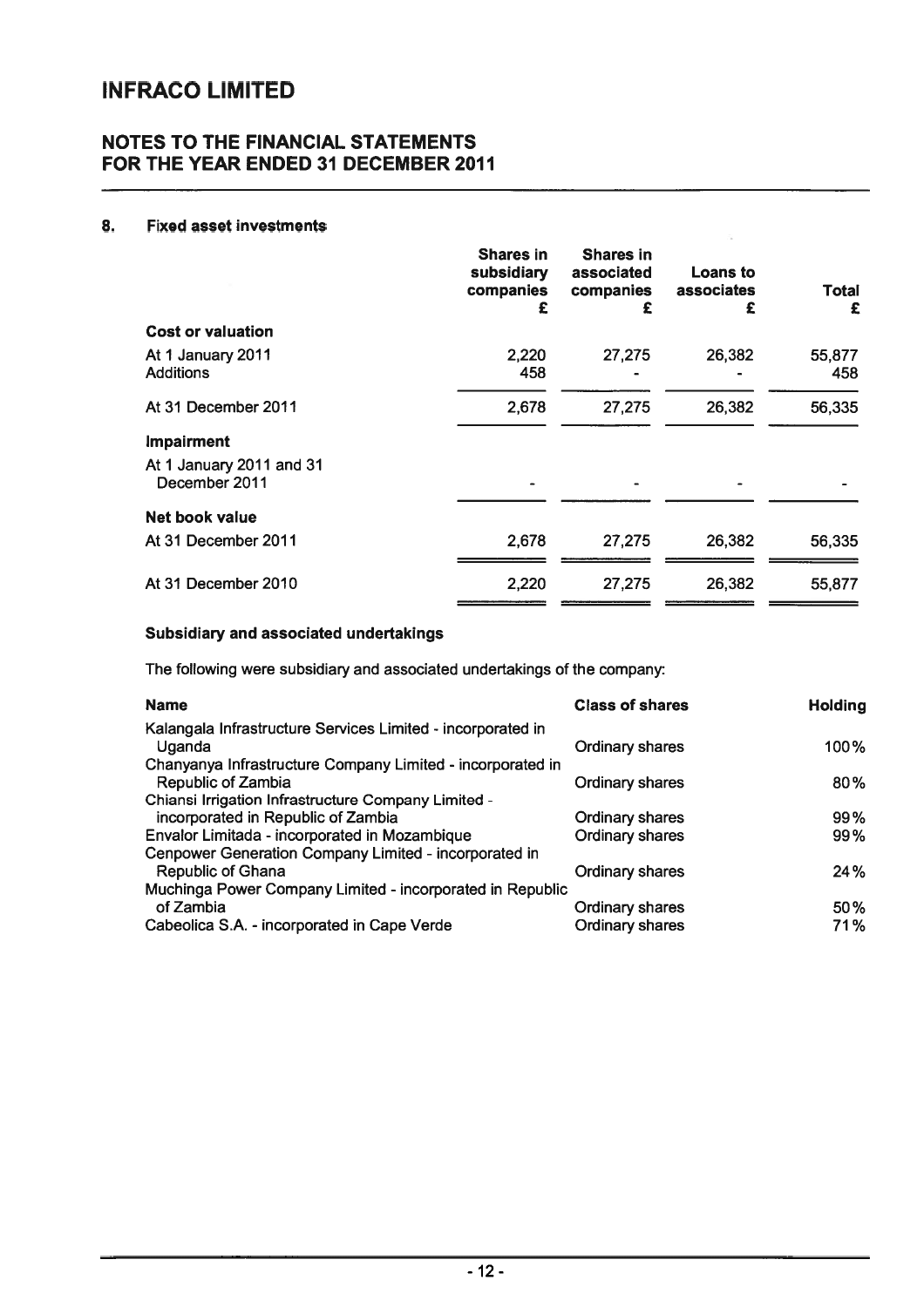# INFRACO LIMITED

## NOTES TO THE FINANCIAL STATEMENTS FOR THE YEAR ENDED 31 DECEMBER 2011

### 8. Fixed asset investments

| | Shares in subsidiary companies £ | Shares in associated companies £ | Loans to associates £ | Total £ |
|---|---|---|---|---|
| **Cost or valuation** | | | | |
| At 1 January 2011 | 2,220 | 27,275 | 26,382 | 55,877 |
| Additions | 458 | - | - | 458 |
| At 31 December 2011 | 2,678 | 27,275 | 26,382 | 56,335 |
| **Impairment** | | | | |
| At 1 January 2011 and 31 December 2011 | - | - | - | - |
| **Net book value** | | | | |
| At 31 December 2011 | 2,678 | 27,275 | 26,382 | 56,335 |
| At 31 December 2010 | 2,220 | 27,275 | 26,382 | 55,877 |

#### Subsidiary and associated undertakings

The following were subsidiary and associated undertakings of the company:

| Name | Class of shares | Holding |
|---|---|---|
| Kalangala Infrastructure Services Limited - incorporated in Uganda | Ordinary shares | 100% |
| Chanyanya Infrastructure Company Limited - incorporated in Republic of Zambia | Ordinary shares | 80% |
| Chiansi Irrigation Infrastructure Company Limited - incorporated in Republic of Zambia | Ordinary shares | 99% |
| Envalor Limitada - incorporated in Mozambique | Ordinary shares | 99% |
| Cenpower Generation Company Limited - incorporated in Republic of Ghana | Ordinary shares | 24% |
| Muchinga Power Company Limited - incorporated in Republic of Zambia | Ordinary shares | 50% |
| Cabeolica S.A. - incorporated in Cape Verde | Ordinary shares | 71% |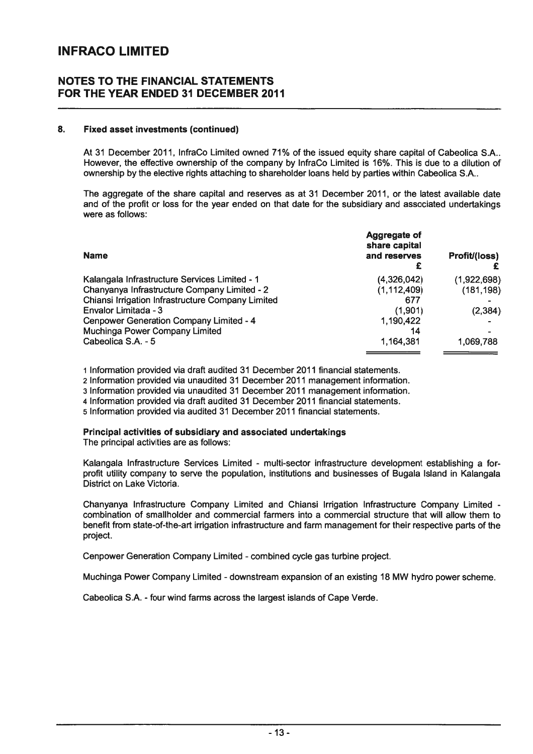## 8. Fixed asset investments (continued)

At 31 December 2011, InfraCo Limited owned 71% of the issued equity share capital of Cabeolica S.A.. However, the effective ownership of the company by InfraCo Limited is 16%. This is due to a dilution of ownership by the elective rights attaching to shareholder loans held by parties within Cabeolica S.A..

The aggregate of the share capital and reserves as at 31 December 2011, or the latest available date and of the profit or loss for the year ended on that date for the subsidiary and associated undertakings were as follows:

| Name | Aggregate of share capital and reserves £ | Profit/(loss) £ |
|---|---|---|
| Kalangala Infrastructure Services Limited - 1 | (4,326,042) | (1,922,698) |
| Chanyanya Infrastructure Company Limited - 2 | (1,112,409) | (181,198) |
| Chiansi Irrigation Infrastructure Company Limited | 677 | - |
| Envalor Limitada - 3 | (1,901) | (2,384) |
| Cenpower Generation Company Limited - 4 | 1,190,422 | - |
| Muchinga Power Company Limited | 14 | - |
| Cabeolica S.A. - 5 | 1,164,381 | 1,069,788 |

1 Information provided via draft audited 31 December 2011 financial statements.
2 Information provided via unaudited 31 December 2011 management information.
3 Information provided via unaudited 31 December 2011 management information.
4 Information provided via draft audited 31 December 2011 financial statements.
5 Information provided via audited 31 December 2011 financial statements.

**Principal activities of subsidiary and associated undertakings**

The principal activities are as follows:

Kalangala Infrastructure Services Limited - multi-sector infrastructure development establishing a for-profit utility company to serve the population, institutions and businesses of Bugala Island in Kalangala District on Lake Victoria.

Chanyanya Infrastructure Company Limited and Chiansi Irrigation Infrastructure Company Limited - combination of smallholder and commercial farmers into a commercial structure that will allow them to benefit from state-of-the-art irrigation infrastructure and farm management for their respective parts of the project.

Cenpower Generation Company Limited - combined cycle gas turbine project.

Muchinga Power Company Limited - downstream expansion of an existing 18 MW hydro power scheme.

Cabeolica S.A. - four wind farms across the largest islands of Cape Verde.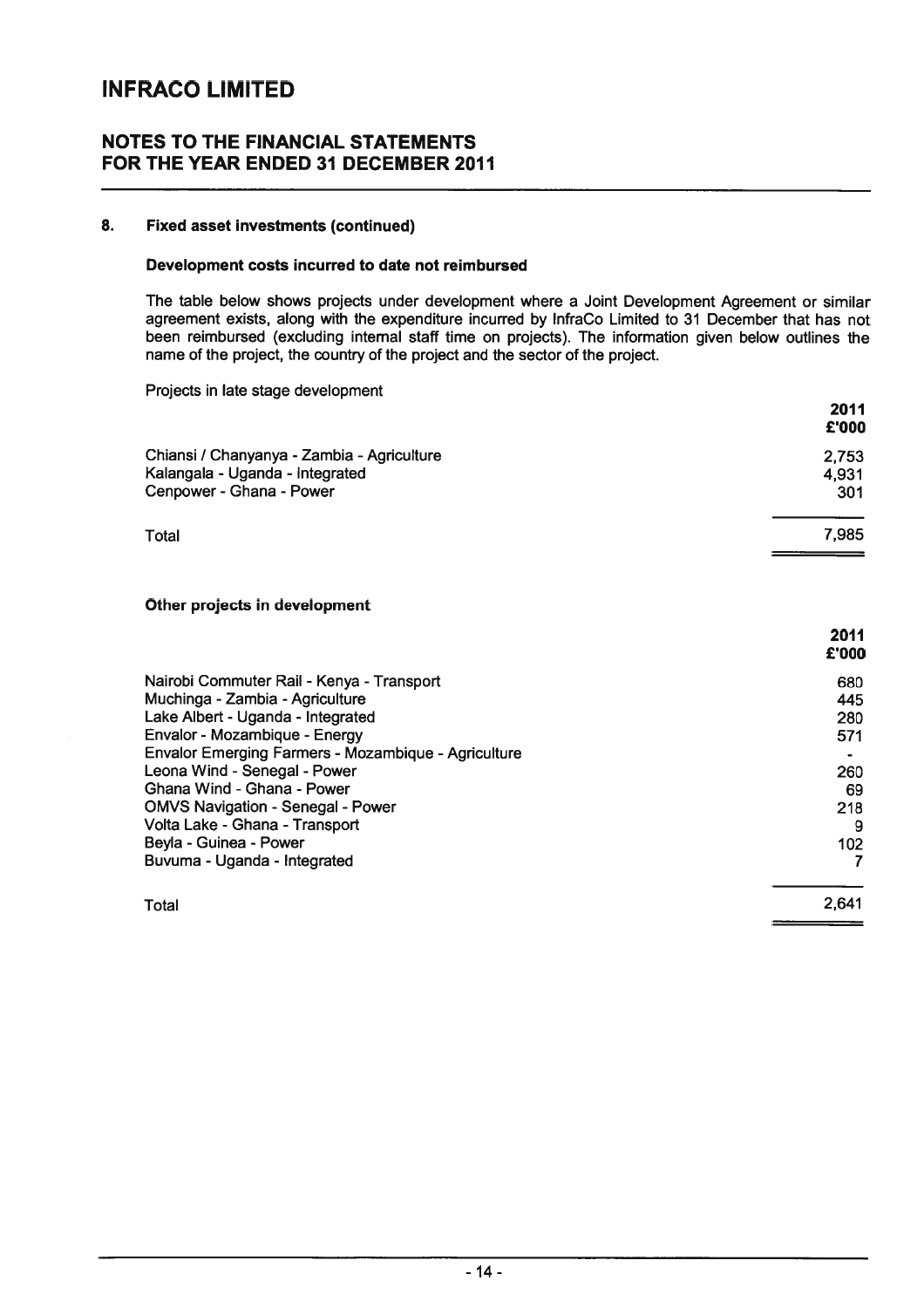# INFRACO LIMITED

## NOTES TO THE FINANCIAL STATEMENTS FOR THE YEAR ENDED 31 DECEMBER 2011

### 8. Fixed asset investments (continued)

**Development costs incurred to date not reimbursed**

The table below shows projects under development where a Joint Development Agreement or similar agreement exists, along with the expenditure incurred by InfraCo Limited to 31 December that has not been reimbursed (excluding internal staff time on projects). The information given below outlines the name of the project, the country of the project and the sector of the project.

Projects in late stage development

| | 2011 £'000 |
|---|---|
| Chiansi / Chanyanya - Zambia - Agriculture | 2,753 |
| Kalangala - Uganda - Integrated | 4,931 |
| Cenpower - Ghana - Power | 301 |
| Total | 7,985 |

**Other projects in development**

| | 2011 £'000 |
|---|---|
| Nairobi Commuter Rail - Kenya - Transport | 680 |
| Muchinga - Zambia - Agriculture | 445 |
| Lake Albert - Uganda - Integrated | 280 |
| Envalor - Mozambique - Energy | 571 |
| Envalor Emerging Farmers - Mozambique - Agriculture | - |
| Leona Wind - Senegal - Power | 260 |
| Ghana Wind - Ghana - Power | 69 |
| OMVS Navigation - Senegal - Power | 218 |
| Volta Lake - Ghana - Transport | 9 |
| Beyla - Guinea - Power | 102 |
| Buvuma - Uganda - Integrated | 7 |
| Total | 2,641 |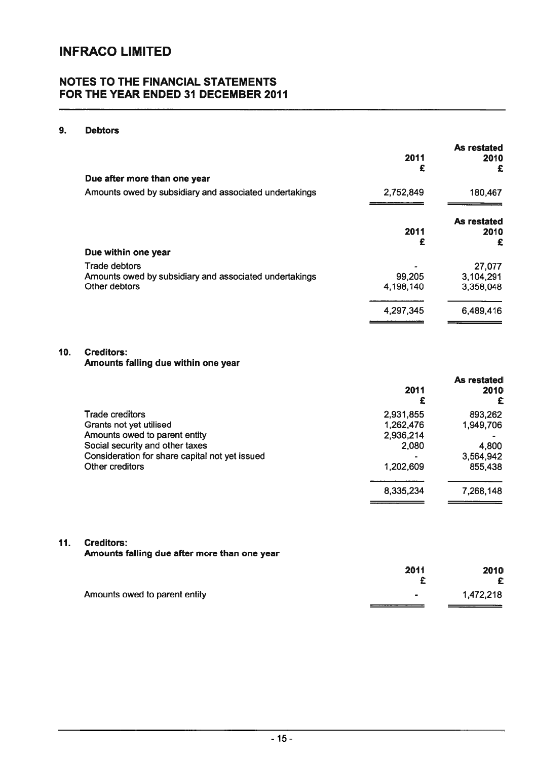# INFRACO LIMITED

## NOTES TO THE FINANCIAL STATEMENTS FOR THE YEAR ENDED 31 DECEMBER 2011

### 9. Debtors

| | 2011<br>£ | As restated<br>2010<br>£ |
|---|---|---|
| **Due after more than one year** | | |
| Amounts owed by subsidiary and associated undertakings | 2,752,849 | 180,467 |

| | 2011<br>£ | As restated<br>2010<br>£ |
|---|---|---|
| **Due within one year** | | |
| Trade debtors | - | 27,077 |
| Amounts owed by subsidiary and associated undertakings | 99,205 | 3,104,291 |
| Other debtors | 4,198,140 | 3,358,048 |
| | 4,297,345 | 6,489,416 |

### 10. Creditors:
**Amounts falling due within one year**

| | 2011<br>£ | As restated<br>2010<br>£ |
|---|---|---|
| Trade creditors | 2,931,855 | 893,262 |
| Grants not yet utilised | 1,262,476 | 1,949,706 |
| Amounts owed to parent entity | 2,936,214 | - |
| Social security and other taxes | 2,080 | 4,800 |
| Consideration for share capital not yet issued | - | 3,564,942 |
| Other creditors | 1,202,609 | 855,438 |
| | 8,335,234 | 7,268,148 |

### 11. Creditors:
**Amounts falling due after more than one year**

| | 2011<br>£ | 2010<br>£ |
|---|---|---|
| Amounts owed to parent entity | - | 1,472,218 |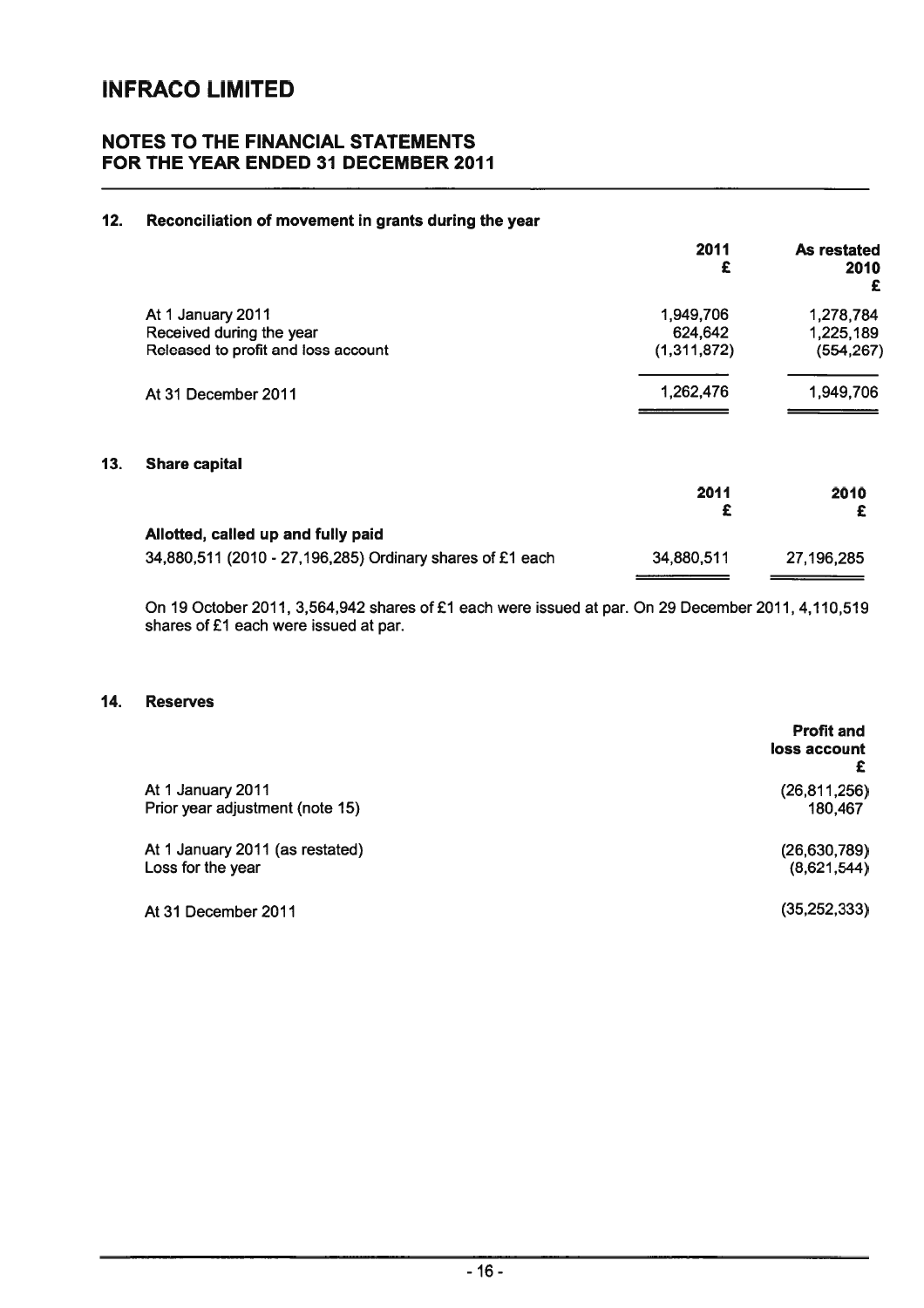# INFRACO LIMITED

## NOTES TO THE FINANCIAL STATEMENTS FOR THE YEAR ENDED 31 DECEMBER 2011

### 12. Reconciliation of movement in grants during the year

| | 2011 £ | As restated 2010 £ |
|---|---|---|
| At 1 January 2011 | 1,949,706 | 1,278,784 |
| Received during the year | 624,642 | 1,225,189 |
| Released to profit and loss account | (1,311,872) | (554,267) |
| At 31 December 2011 | 1,262,476 | 1,949,706 |

### 13. Share capital

| | 2011 £ | 2010 £ |
|---|---|---|
| **Allotted, called up and fully paid** | | |
| 34,880,511 (2010 - 27,196,285) Ordinary shares of £1 each | 34,880,511 | 27,196,285 |

On 19 October 2011, 3,564,942 shares of £1 each were issued at par. On 29 December 2011, 4,110,519 shares of £1 each were issued at par.

### 14. Reserves

| | Profit and loss account £ |
|---|---|
| At 1 January 2011 | (26,811,256) |
| Prior year adjustment (note 15) | 180,467 |
| At 1 January 2011 (as restated) | (26,630,789) |
| Loss for the year | (8,621,544) |
| At 31 December 2011 | (35,252,333) |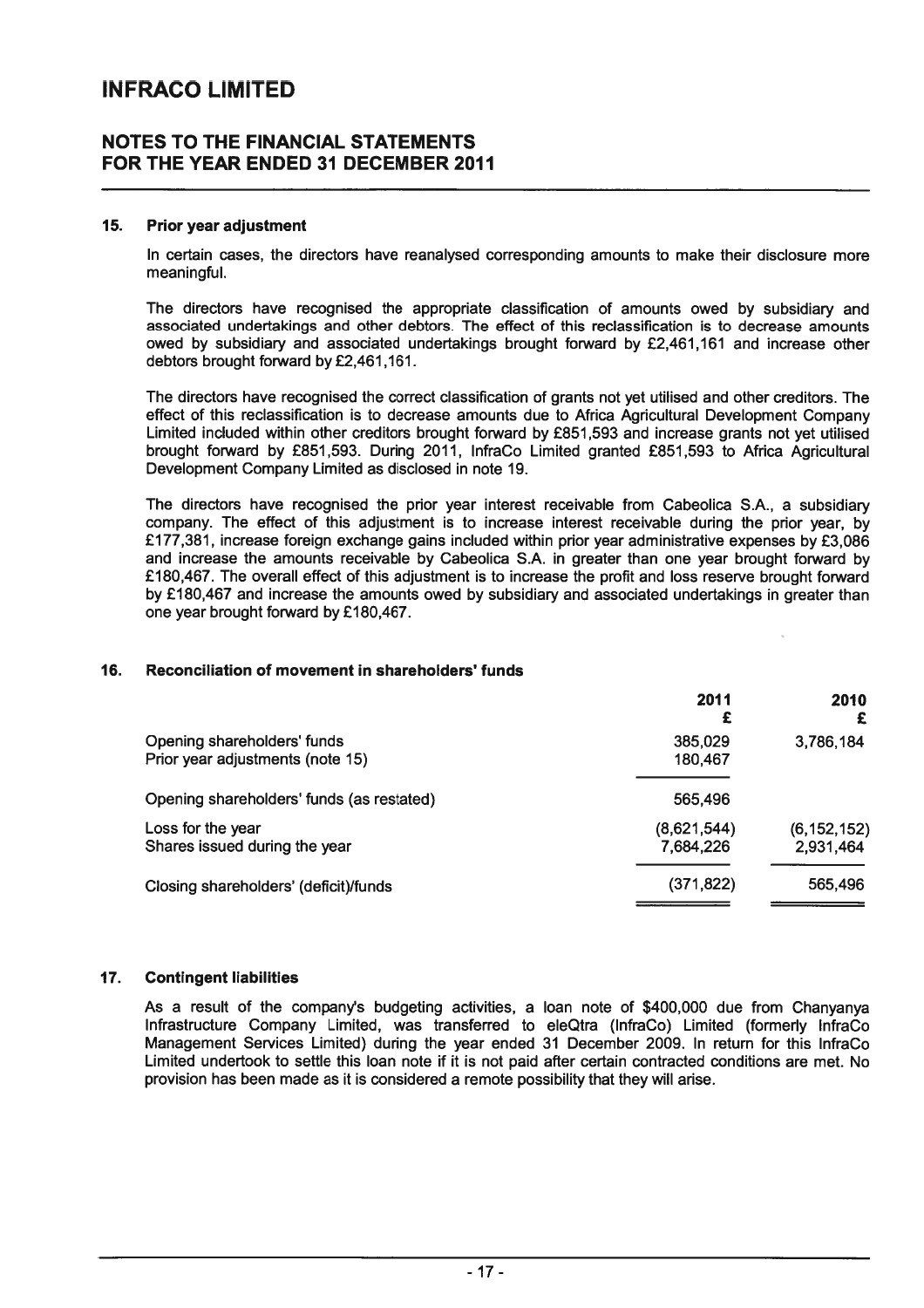## 15. Prior year adjustment

In certain cases, the directors have reanalysed corresponding amounts to make their disclosure more meaningful.

The directors have recognised the appropriate classification of amounts owed by subsidiary and associated undertakings and other debtors. The effect of this reclassification is to decrease amounts owed by subsidiary and associated undertakings brought forward by £2,461,161 and increase other debtors brought forward by £2,461,161.

The directors have recognised the correct classification of grants not yet utilised and other creditors. The effect of this reclassification is to decrease amounts due to Africa Agricultural Development Company Limited included within other creditors brought forward by £851,593 and increase grants not yet utilised brought forward by £851,593. During 2011, InfraCo Limited granted £851,593 to Africa Agricultural Development Company Limited as disclosed in note 19.

The directors have recognised the prior year interest receivable from Cabeolica S.A., a subsidiary company. The effect of this adjustment is to increase interest receivable during the prior year, by £177,381, increase foreign exchange gains included within prior year administrative expenses by £3,086 and increase the amounts receivable by Cabeolica S.A. in greater than one year brought forward by £180,467. The overall effect of this adjustment is to increase the profit and loss reserve brought forward by £180,467 and increase the amounts owed by subsidiary and associated undertakings in greater than one year brought forward by £180,467.

## 16. Reconciliation of movement in shareholders' funds

| | 2011 £ | 2010 £ |
|---|---|---|
| Opening shareholders' funds | 385,029 | 3,786,184 |
| Prior year adjustments (note 15) | 180,467 | |
| Opening shareholders' funds (as restated) | 565,496 | |
| Loss for the year | (8,621,544) | (6,152,152) |
| Shares issued during the year | 7,684,226 | 2,931,464 |
| Closing shareholders' (deficit)/funds | (371,822) | 565,496 |

## 17. Contingent liabilities

As a result of the company's budgeting activities, a loan note of $400,000 due from Chanyanya Infrastructure Company Limited, was transferred to eleQtra (InfraCo) Limited (formerly InfraCo Management Services Limited) during the year ended 31 December 2009. In return for this InfraCo Limited undertook to settle this loan note if it is not paid after certain contracted conditions are met. No provision has been made as it is considered a remote possibility that they will arise.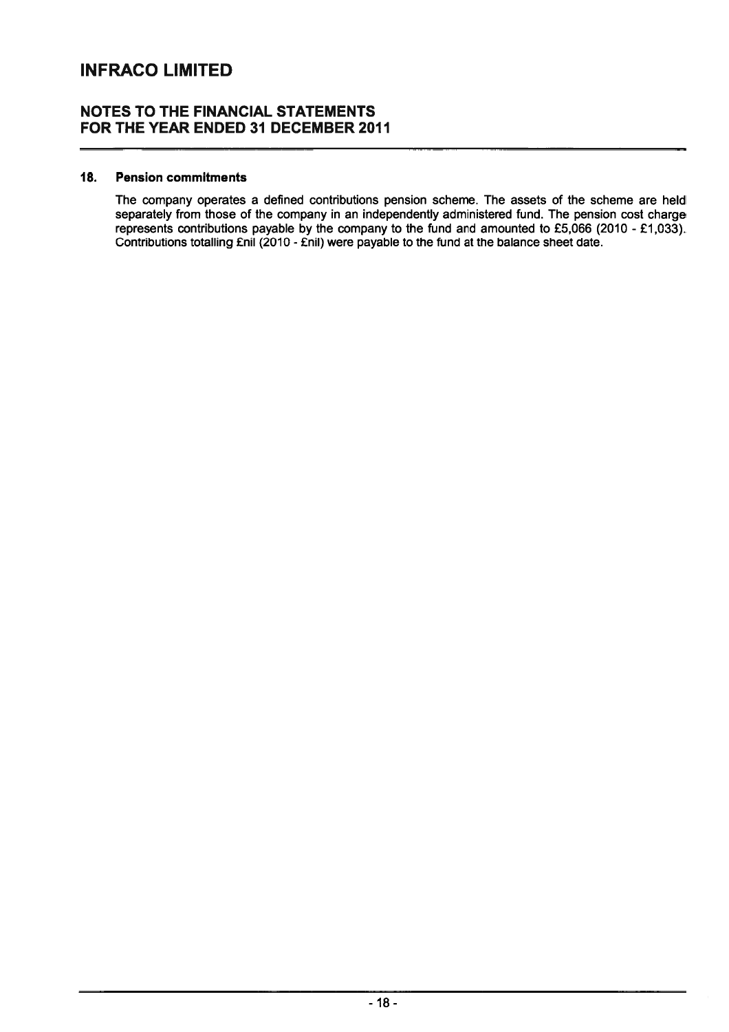## 18. Pension commitments

The company operates a defined contributions pension scheme. The assets of the scheme are held separately from those of the company in an independently administered fund. The pension cost charge represents contributions payable by the company to the fund and amounted to £5,066 (2010 - £1,033). Contributions totalling £nil (2010 - £nil) were payable to the fund at the balance sheet date.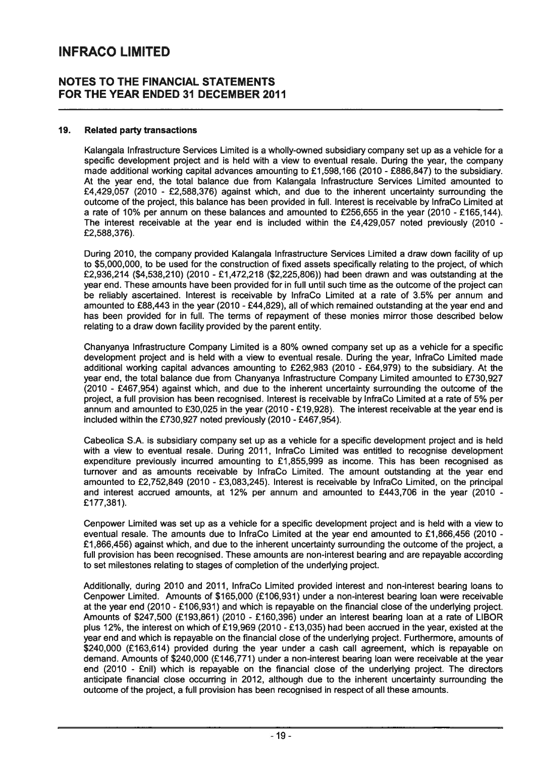## 19. Related party transactions

Kalangala Infrastructure Services Limited is a wholly-owned subsidiary company set up as a vehicle for a specific development project and is held with a view to eventual resale. During the year, the company made additional working capital advances amounting to £1,598,166 (2010 - £886,847) to the subsidiary. At the year end, the total balance due from Kalangala Infrastructure Services Limited amounted to £4,429,057 (2010 - £2,588,376) against which, and due to the inherent uncertainty surrounding the outcome of the project, this balance has been provided in full. Interest is receivable by InfraCo Limited at a rate of 10% per annum on these balances and amounted to £256,655 in the year (2010 - £165,144). The interest receivable at the year end is included within the £4,429,057 noted previously (2010 - £2,588,376).

During 2010, the company provided Kalangala Infrastructure Services Limited a draw down facility of up to $5,000,000, to be used for the construction of fixed assets specifically relating to the project, of which £2,936,214 ($4,538,210) (2010 - £1,472,218 ($2,225,806)) had been drawn and was outstanding at the year end. These amounts have been provided for in full until such time as the outcome of the project can be reliably ascertained. Interest is receivable by InfraCo Limited at a rate of 3.5% per annum and amounted to £88,443 in the year (2010 - £44,829), all of which remained outstanding at the year end and has been provided for in full. The terms of repayment of these monies mirror those described below relating to a draw down facility provided by the parent entity.

Chanyanya Infrastructure Company Limited is a 80% owned company set up as a vehicle for a specific development project and is held with a view to eventual resale. During the year, InfraCo Limited made additional working capital advances amounting to £262,983 (2010 - £64,979) to the subsidiary. At the year end, the total balance due from Chanyanya Infrastructure Company Limited amounted to £730,927 (2010 - £467,954) against which, and due to the inherent uncertainty surrounding the outcome of the project, a full provision has been recognised. Interest is receivable by InfraCo Limited at a rate of 5% per annum and amounted to £30,025 in the year (2010 - £19,928). The interest receivable at the year end is included within the £730,927 noted previously (2010 - £467,954).

Cabeolica S.A. is subsidiary company set up as a vehicle for a specific development project and is held with a view to eventual resale. During 2011, InfraCo Limited was entitled to recognise development expenditure previously incurred amounting to £1,855,999 as income. This has been recognised as turnover and as amounts receivable by InfraCo Limited. The amount outstanding at the year end amounted to £2,752,849 (2010 - £3,083,245). Interest is receivable by InfraCo Limited, on the principal and interest accrued amounts, at 12% per annum and amounted to £443,706 in the year (2010 - £177,381).

Cenpower Limited was set up as a vehicle for a specific development project and is held with a view to eventual resale. The amounts due to InfraCo Limited at the year end amounted to £1,866,456 (2010 - £1,866,456) against which, and due to the inherent uncertainty surrounding the outcome of the project, a full provision has been recognised. These amounts are non-interest bearing and are repayable according to set milestones relating to stages of completion of the underlying project.

Additionally, during 2010 and 2011, InfraCo Limited provided interest and non-interest bearing loans to Cenpower Limited. Amounts of $165,000 (£106,931) under a non-interest bearing loan were receivable at the year end (2010 - £106,931) and which is repayable on the financial close of the underlying project. Amounts of $247,500 (£193,861) (2010 - £160,396) under an interest bearing loan at a rate of LIBOR plus 12%, the interest on which of £19,969 (2010 - £13,035) had been accrued in the year, existed at the year end and which is repayable on the financial close of the underlying project. Furthermore, amounts of $240,000 (£163,614) provided during the year under a cash call agreement, which is repayable on demand. Amounts of $240,000 (£146,771) under a non-interest bearing loan were receivable at the year end (2010 - £nil) which is repayable on the financial close of the underlying project. The directors anticipate financial close occurring in 2012, although due to the inherent uncertainty surrounding the outcome of the project, a full provision has been recognised in respect of all these amounts.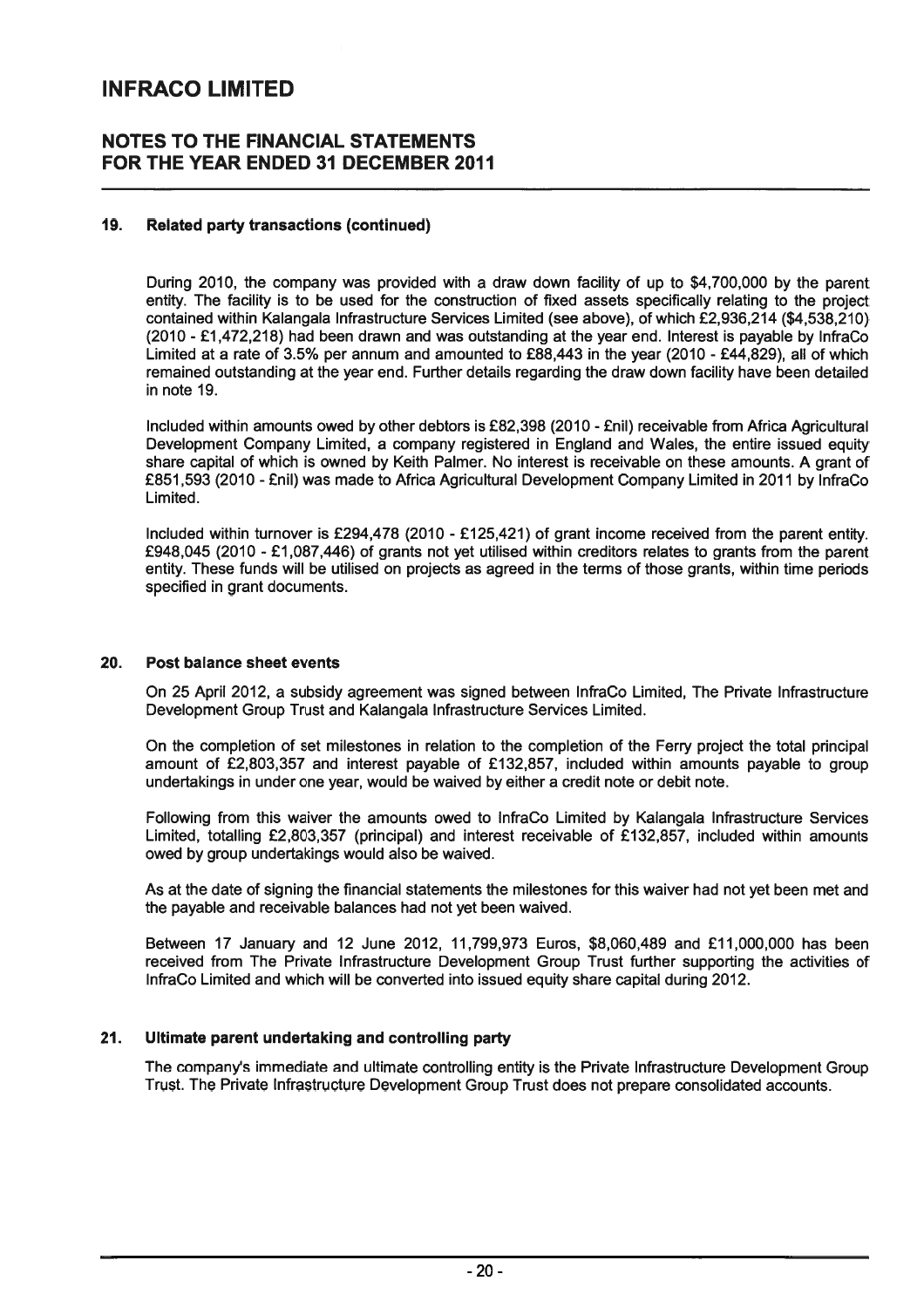## 19. Related party transactions (continued)

During 2010, the company was provided with a draw down facility of up to $4,700,000 by the parent entity. The facility is to be used for the construction of fixed assets specifically relating to the project contained within Kalangala Infrastructure Services Limited (see above), of which £2,936,214 ($4,538,210) (2010 - £1,472,218) had been drawn and was outstanding at the year end. Interest is payable by InfraCo Limited at a rate of 3.5% per annum and amounted to £88,443 in the year (2010 - £44,829), all of which remained outstanding at the year end. Further details regarding the draw down facility have been detailed in note 19.

Included within amounts owed by other debtors is £82,398 (2010 - £nil) receivable from Africa Agricultural Development Company Limited, a company registered in England and Wales, the entire issued equity share capital of which is owned by Keith Palmer. No interest is receivable on these amounts. A grant of £851,593 (2010 - £nil) was made to Africa Agricultural Development Company Limited in 2011 by InfraCo Limited.

Included within turnover is £294,478 (2010 - £125,421) of grant income received from the parent entity. £948,045 (2010 - £1,087,446) of grants not yet utilised within creditors relates to grants from the parent entity. These funds will be utilised on projects as agreed in the terms of those grants, within time periods specified in grant documents.

## 20. Post balance sheet events

On 25 April 2012, a subsidy agreement was signed between InfraCo Limited, The Private Infrastructure Development Group Trust and Kalangala Infrastructure Services Limited.

On the completion of set milestones in relation to the completion of the Ferry project the total principal amount of £2,803,357 and interest payable of £132,857, included within amounts payable to group undertakings in under one year, would be waived by either a credit note or debit note.

Following from this waiver the amounts owed to InfraCo Limited by Kalangala Infrastructure Services Limited, totalling £2,803,357 (principal) and interest receivable of £132,857, included within amounts owed by group undertakings would also be waived.

As at the date of signing the financial statements the milestones for this waiver had not yet been met and the payable and receivable balances had not yet been waived.

Between 17 January and 12 June 2012, 11,799,973 Euros, $8,060,489 and £11,000,000 has been received from The Private Infrastructure Development Group Trust further supporting the activities of InfraCo Limited and which will be converted into issued equity share capital during 2012.

## 21. Ultimate parent undertaking and controlling party

The company's immediate and ultimate controlling entity is the Private Infrastructure Development Group Trust. The Private Infrastructure Development Group Trust does not prepare consolidated accounts.